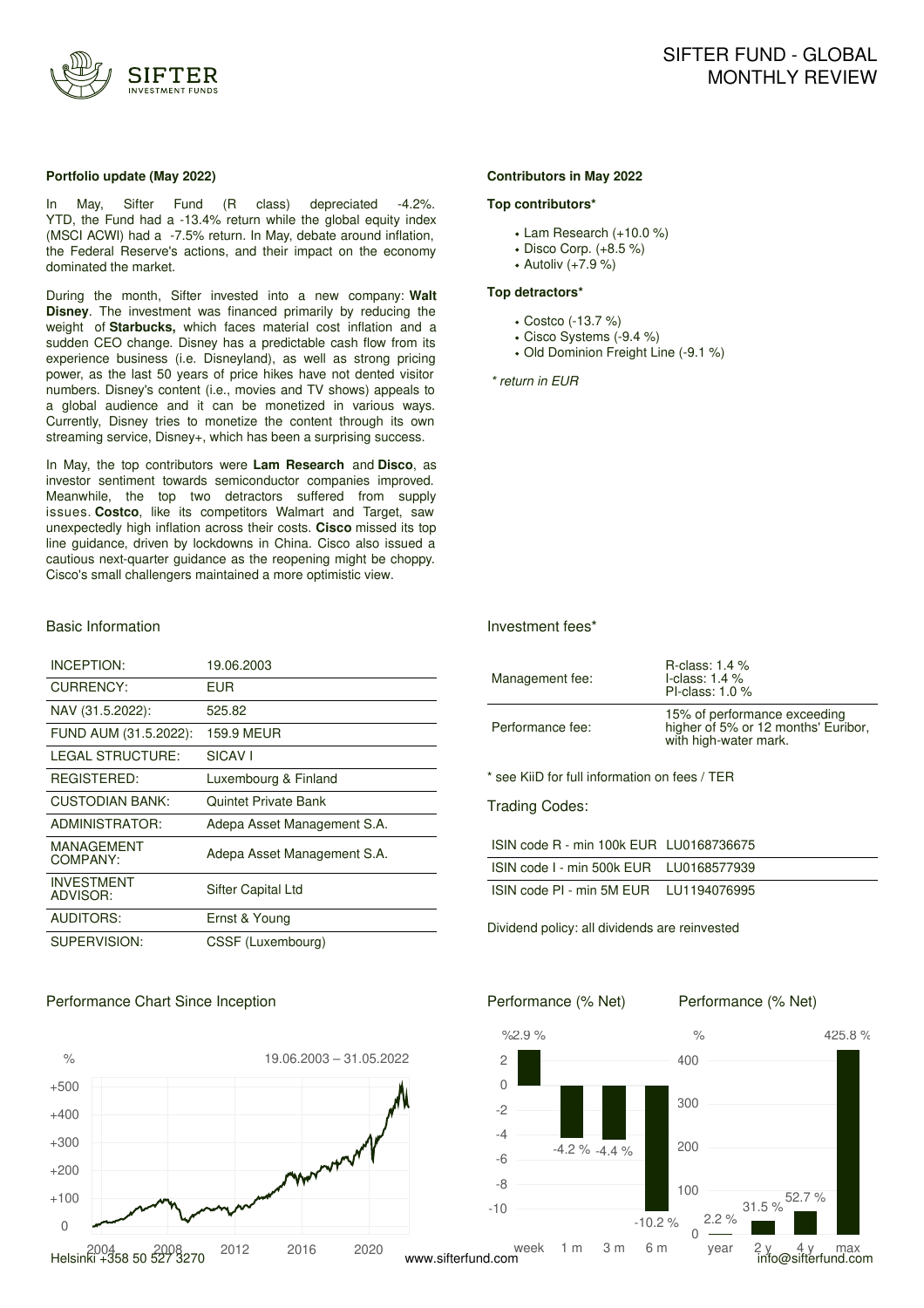# SIFTER FUND - GLOBAL MONTHLY REVIEW

### Portfolio update (May 2022)

In May, Sifter Fund (R class) depreciated -4.2%. YTD, the Fund had a -13.4% return while the global equity index (MSCI ACWI) had a -7.5% return. In May, debate around inflation, the Federal Reserve's actions, and their impact on the economy dominated the market.

During the month, Sifter invested into a new company: **Walt Disney**. The investment was financed primarily by reducing the weight of **Starbucks,** which faces material cost inflation and a sudden CEO change. Disney has a predictable cash flow from its experience business (i.e. Disneyland), as well as strong pricing power, as the last 50 years of price hikes have not dented visitor numbers. Disney's content (i.e., movies and TV shows) appeals to a global audience and it can be monetized in various ways. Currently, Disney tries to monetize the content through its own streaming service, Disney+, which has been a surprising success.

In May, the top contributors were **Lam Research** and **Disco**, as investor sentiment towards semiconductor companies improved. Meanwhile, the top two detractors suffered from supply issues. **Costco**, like its competitors Walmart and Target, saw unexpectedly high inflation across their costs. **Cisco** missed its top line guidance, driven by lockdowns in China. Cisco also issued a cautious next-quarter guidance as the reopening might be choppy. Cisco's small challengers maintained a more optimistic view.

### Contributors in May 2022

**Top contributors***

- Lam Research (+10.0 %)
- Disco Corp. (+8.5 %)
- Autoliv (+7.9 %)

**Top detractors***

- Costco (-13.7 %)
- Cisco Systems (-9.4 %)
- Old Dominion Freight Line (-9.1 %)

*\* return in EUR*

## Basic Information

| | |
|---|---|
| INCEPTION: | 19.06.2003 |
| CURRENCY: | EUR |
| NAV (31.5.2022): | 525.82 |
| FUND AUM (31.5.2022): | 159.9 MEUR |
| LEGAL STRUCTURE: | SICAV I |
| REGISTERED: | Luxembourg & Finland |
| CUSTODIAN BANK: | Quintet Private Bank |
| ADMINISTRATOR: | Adepa Asset Management S.A. |
| MANAGEMENT COMPANY: | Adepa Asset Management S.A. |
| INVESTMENT ADVISOR: | Sifter Capital Ltd |
| AUDITORS: | Ernst & Young |
| SUPERVISION: | CSSF (Luxembourg) |

## Investment fees*

| | |
|---|---|
| Management fee: | R-class: 1.4 %<br>I-class: 1.4 %<br>PI-class: 1.0 % |
| Performance fee: | 15% of performance exceeding higher of 5% or 12 months' Euribor, with high-water mark. |

\* see KiiD for full information on fees / TER

## Trading Codes:

| | |
|---|---|
| ISIN code R - min 100k EUR | LU0168736675 |
| ISIN code I - min 500k EUR | LU0168577939 |
| ISIN code PI - min 5M EUR | LU1194076995 |

Dividend policy: all dividends are reinvested

## Performance Chart Since Inception

19.06.2003 – 31.05.2022

## Performance (% Net)

| week | 1 m | 3 m | 6 m |
|---|---|---|---|
| 2.9 % | -4.2 % | -4.4 % | -10.2 % |

## Performance (% Net)

| year | 2 y | 4 y | max |
|---|---|---|---|
| 2.2 % | 31.5 % | 52.7 % | 425.8 % |

Helsinki +358 50 527 3270 www.sifterfund.com info@sifterfund.com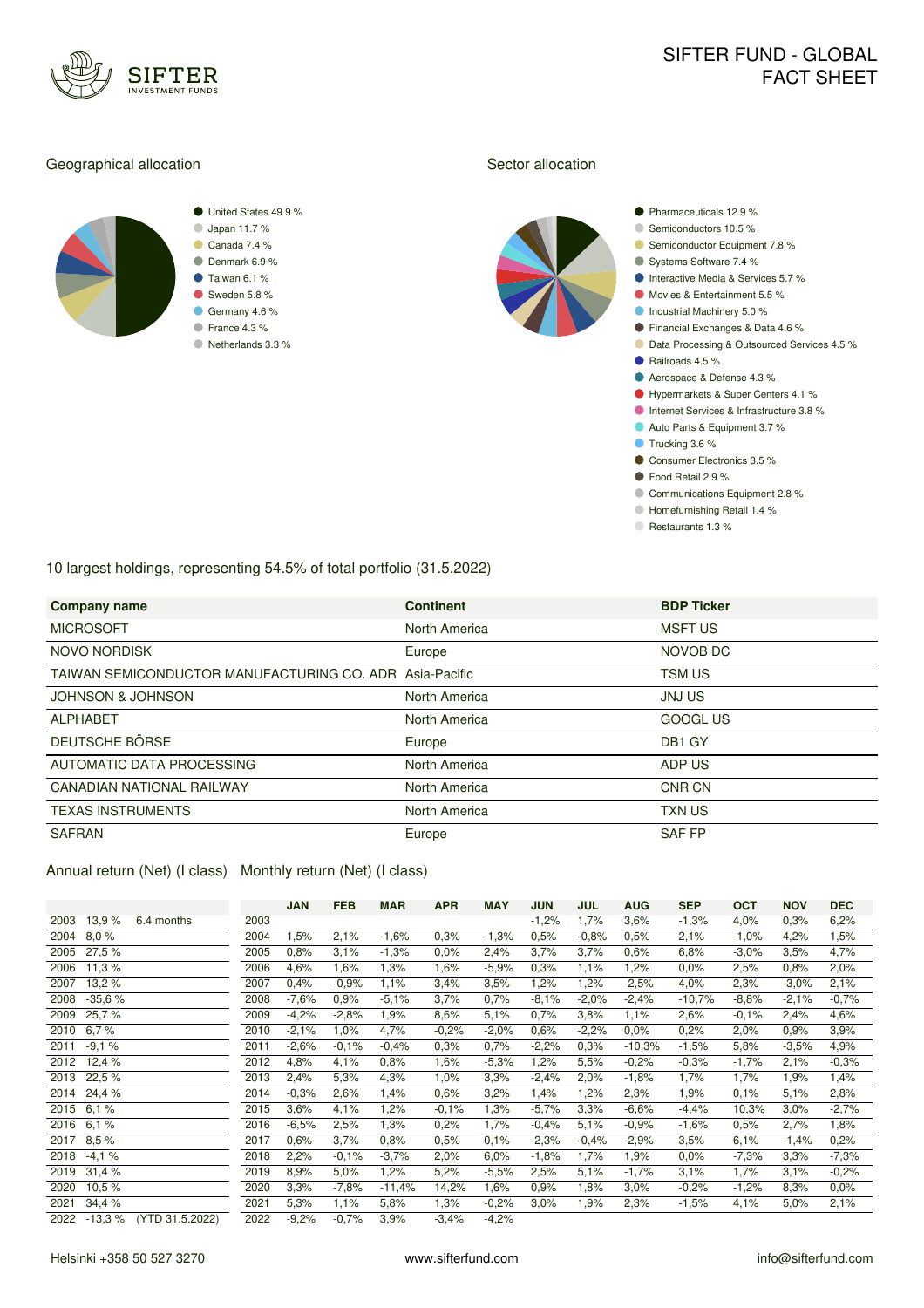# SIFTER FUND - GLOBAL FACT SHEET

## Geographical allocation

- United States 49.9 %
- Japan 11.7 %
- Canada 7.4 %
- Denmark 6.9 %
- Taiwan 6.1 %
- Sweden 5.8 %
- Germany 4.6 %
- France 4.3 %
- Netherlands 3.3 %

## Sector allocation

- Pharmaceuticals 12.9 %
- Semiconductors 10.5 %
- Semiconductor Equipment 7.8 %
- Systems Software 7.4 %
- Interactive Media & Services 5.7 %
- Movies & Entertainment 5.5 %
- Industrial Machinery 5.0 %
- Financial Exchanges & Data 4.6 %
- Data Processing & Outsourced Services 4.5 %
- Railroads 4.5 %
- Aerospace & Defense 4.3 %
- Hypermarkets & Super Centers 4.1 %
- Internet Services & Infrastructure 3.8 %
- Auto Parts & Equipment 3.7 %
- Trucking 3.6 %
- Consumer Electronics 3.5 %
- Food Retail 2.9 %
- Communications Equipment 2.8 %
- Homefurnishing Retail 1.4 %
- Restaurants 1.3 %

## 10 largest holdings, representing 54.5% of total portfolio (31.5.2022)

| Company name | Continent | BDP Ticker |
|---|---|---|
| MICROSOFT | North America | MSFT US |
| NOVO NORDISK | Europe | NOVOB DC |
| TAIWAN SEMICONDUCTOR MANUFACTURING CO. ADR | Asia-Pacific | TSM US |
| JOHNSON & JOHNSON | North America | JNJ US |
| ALPHABET | North America | GOOGL US |
| DEUTSCHE BÖRSE | Europe | DB1 GY |
| AUTOMATIC DATA PROCESSING | North America | ADP US |
| CANADIAN NATIONAL RAILWAY | North America | CNR CN |
| TEXAS INSTRUMENTS | North America | TXN US |
| SAFRAN | Europe | SAF FP |

## Annual return (Net) (I class)

| | | |
|---|---|---|
| 2003 | 13,9 % | 6.4 months |
| 2004 | 8,0 % | |
| 2005 | 27,5 % | |
| 2006 | 11,3 % | |
| 2007 | 13,2 % | |
| 2008 | -35,6 % | |
| 2009 | 25,7 % | |
| 2010 | 6,7 % | |
| 2011 | -9,1 % | |
| 2012 | 12,4 % | |
| 2013 | 22,5 % | |
| 2014 | 24,4 % | |
| 2015 | 6,1 % | |
| 2016 | 6,1 % | |
| 2017 | 8,5 % | |
| 2018 | -4,1 % | |
| 2019 | 31,4 % | |
| 2020 | 10,5 % | |
| 2021 | 34,4 % | |
| 2022 | -13,3 % | (YTD 31.5.2022) |

## Monthly return (Net) (I class)

| | JAN | FEB | MAR | APR | MAY | JUN | JUL | AUG | SEP | OCT | NOV | DEC |
|---|---|---|---|---|---|---|---|---|---|---|---|---|
| 2003 | | | | | | -1,2% | 1,7% | 3,6% | -1,3% | 4,0% | 0,3% | 6,2% |
| 2004 | 1,5% | 2,1% | -1,6% | 0,3% | -1,3% | 0,5% | -0,8% | 0,5% | 2,1% | -1,0% | 4,2% | 1,5% |
| 2005 | 0,8% | 3,1% | -1,3% | 0,0% | 2,4% | 3,7% | 3,7% | 0,6% | 6,8% | -3,0% | 3,5% | 4,7% |
| 2006 | 4,6% | 1,6% | 1,3% | 1,6% | -5,9% | 0,3% | 1,1% | 1,2% | 0,0% | 2,5% | 0,8% | 2,0% |
| 2007 | 0,4% | -0,9% | 1,1% | 3,4% | 3,5% | 1,2% | 1,2% | -2,5% | 4,0% | 2,3% | -3,0% | 2,1% |
| 2008 | -7,6% | 0,9% | -5,1% | 3,7% | 0,7% | -8,1% | -2,0% | -2,4% | -10,7% | -8,8% | -2,1% | -0,7% |
| 2009 | -4,2% | -2,8% | 1,9% | 8,6% | 5,1% | 0,7% | 3,8% | 1,1% | 2,6% | -0,1% | 2,4% | 4,6% |
| 2010 | -2,1% | 1,0% | 4,7% | -0,2% | -2,0% | 0,6% | -2,2% | 0,0% | 0,2% | 2,0% | 0,9% | 3,9% |
| 2011 | -2,6% | -0,1% | -0,4% | 0,3% | 0,7% | -2,2% | 0,3% | -10,3% | -1,5% | 5,8% | -3,5% | 4,9% |
| 2012 | 4,8% | 4,1% | 0,8% | 1,6% | -5,3% | 1,2% | 5,5% | -0,2% | -0,3% | -1,7% | 2,1% | -0,3% |
| 2013 | 2,4% | 5,3% | 4,3% | 1,0% | 3,3% | -2,4% | 2,0% | -1,8% | 1,7% | 1,7% | 1,9% | 1,4% |
| 2014 | -0,3% | 2,6% | 1,4% | 0,6% | 3,2% | 1,4% | 1,2% | 2,3% | 1,9% | 0,1% | 5,1% | 2,8% |
| 2015 | 3,6% | 4,1% | 1,2% | -0,1% | 1,3% | -5,7% | 3,3% | -6,6% | -4,4% | 10,3% | 3,0% | -2,7% |
| 2016 | -6,5% | 2,5% | 1,3% | 0,2% | 1,7% | -0,4% | 5,1% | -0,9% | -1,6% | 0,5% | 2,7% | 1,8% |
| 2017 | 0,6% | 3,7% | 0,8% | 0,5% | 0,1% | -2,3% | -0,4% | -2,9% | 3,5% | 6,1% | -1,4% | 0,2% |
| 2018 | 2,2% | -0,1% | -3,7% | 2,0% | 6,0% | -1,8% | 1,7% | 1,9% | 0,0% | -7,3% | 3,3% | -7,3% |
| 2019 | 8,9% | 5,0% | 1,2% | 5,2% | -5,5% | 2,5% | 5,1% | -1,7% | 3,1% | 1,7% | 3,1% | -0,2% |
| 2020 | 3,3% | -7,8% | -11,4% | 14,2% | 1,6% | 0,9% | 1,8% | 3,0% | -0,2% | -1,2% | 8,3% | 0,0% |
| 2021 | 5,3% | 1,1% | 5,8% | 1,3% | -0,2% | 3,0% | 1,9% | 2,3% | -1,5% | 4,1% | 5,0% | 2,1% |
| 2022 | -9,2% | -0,7% | 3,9% | -3,4% | -4,2% | | | | | | | |

Helsinki +358 50 527 3270 | www.sifterfund.com | info@sifterfund.com